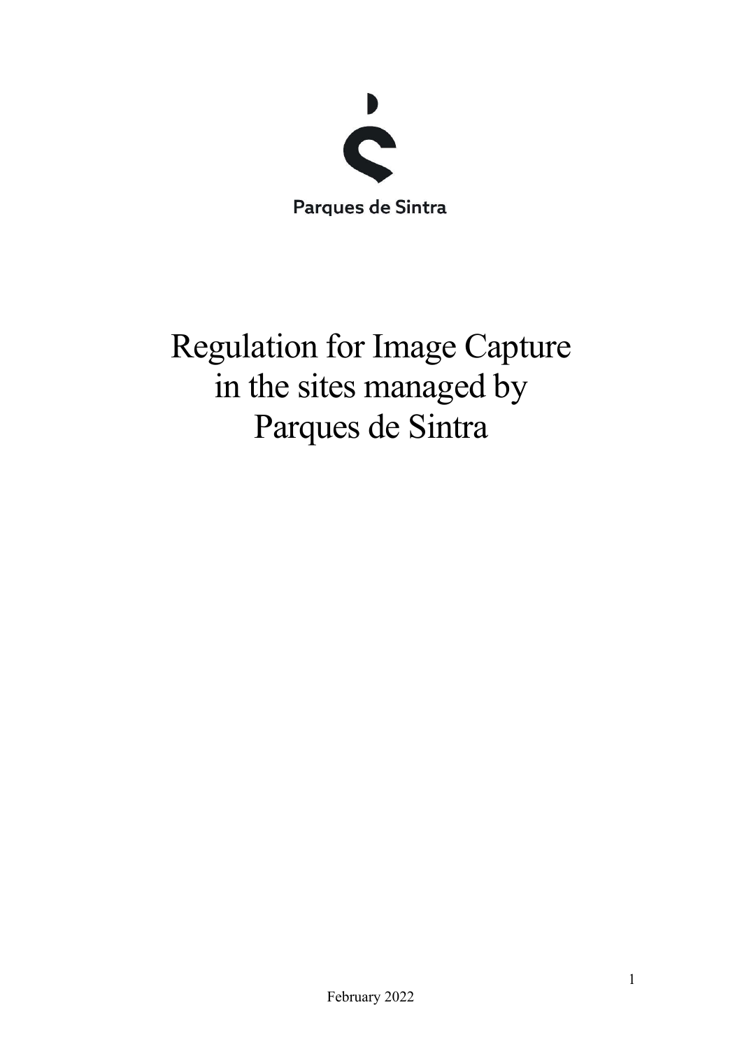Parques de Sintra

# Regulation for Image Capture in the sites managed by Parques de Sintra

February 2022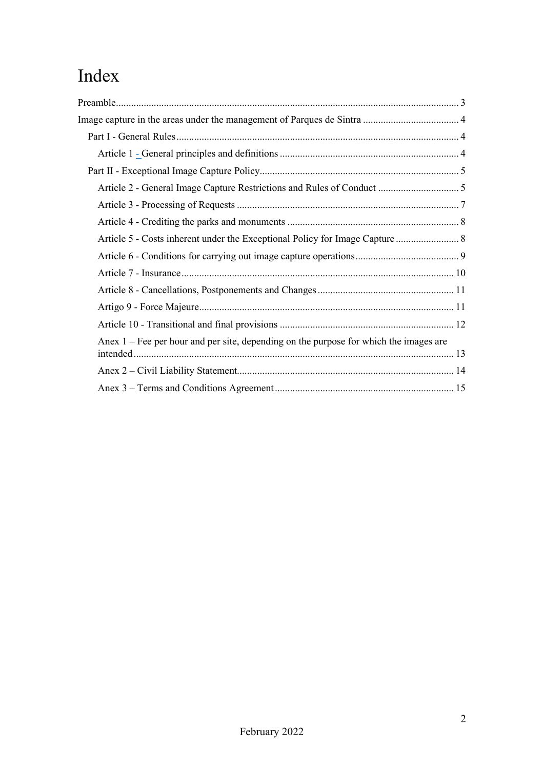# Index

Preamble ........................................................................................................................ 3

Image capture in the areas under the management of Parques de Sintra ...................................... 4

- Part I - General Rules .............................................................................................. 4
  - Article 1 - General principles and definitions ...................................................................... 4
- Part II - Exceptional Image Capture Policy .............................................................................. 5
  - Article 2 - General Image Capture Restrictions and Rules of Conduct ................................ 5
  - Article 3 - Processing of Requests ....................................................................................... 7
  - Article 4 - Crediting the parks and monuments ................................................................... 8
  - Article 5 - Costs inherent under the Exceptional Policy for Image Capture ......................... 8
  - Article 6 - Conditions for carrying out image capture operations ......................................... 9
  - Article 7 - Insurance ............................................................................................................ 10
  - Article 8 - Cancellations, Postponements and Changes ...................................................... 11
  - Artigo 9 - Force Majeure .................................................................................................... 11
  - Article 10 - Transitional and final provisions ..................................................................... 12
  - Anex 1 – Fee per hour and per site, depending on the purpose for which the images are intended ............................................................................................................................. 13
  - Anex 2 – Civil Liability Statement ..................................................................................... 14
  - Anex 3 – Terms and Conditions Agreement ....................................................................... 15

February 2022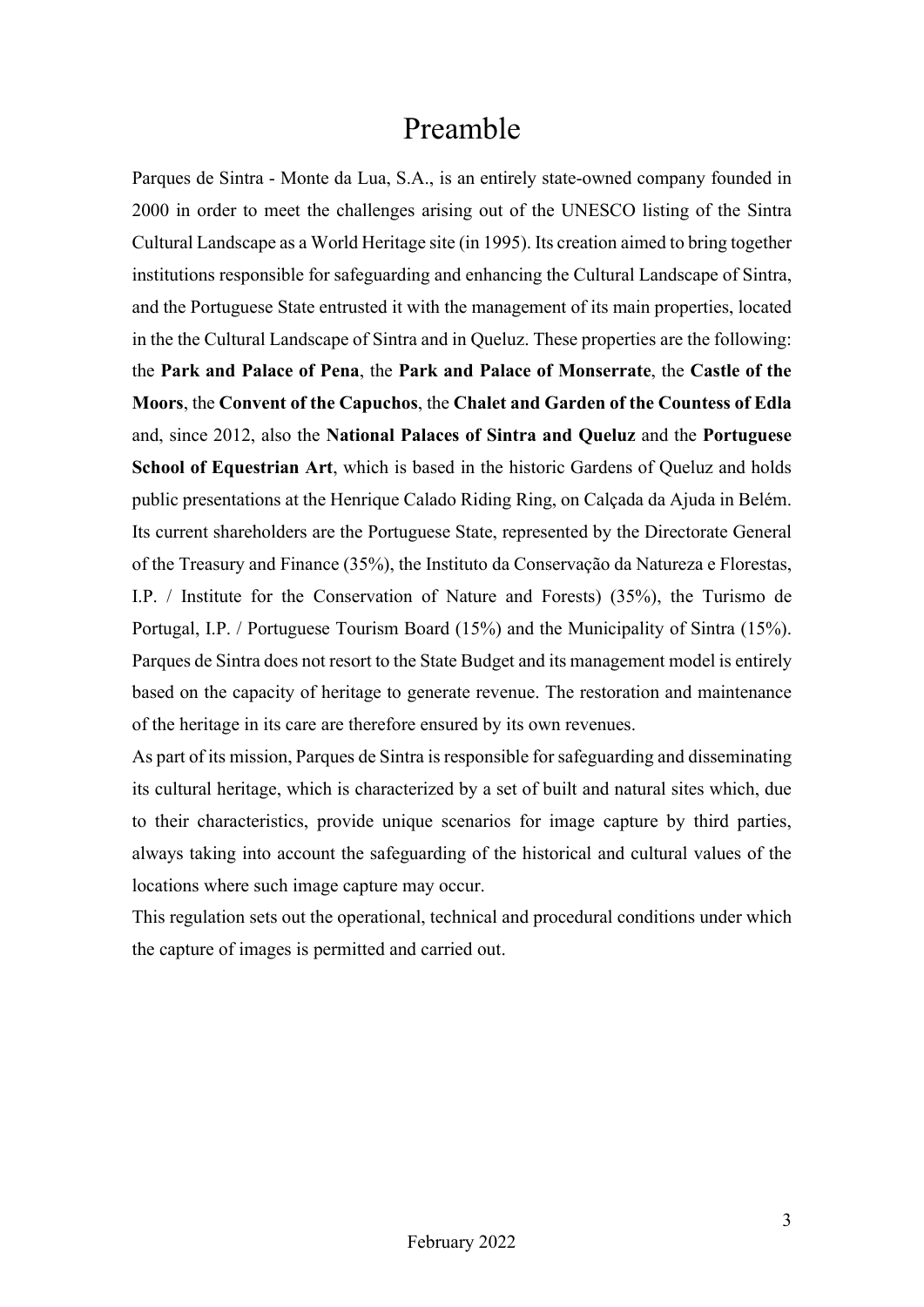# Preamble

Parques de Sintra - Monte da Lua, S.A., is an entirely state-owned company founded in 2000 in order to meet the challenges arising out of the UNESCO listing of the Sintra Cultural Landscape as a World Heritage site (in 1995). Its creation aimed to bring together institutions responsible for safeguarding and enhancing the Cultural Landscape of Sintra, and the Portuguese State entrusted it with the management of its main properties, located in the the Cultural Landscape of Sintra and in Queluz. These properties are the following: the **Park and Palace of Pena**, the **Park and Palace of Monserrate**, the **Castle of the Moors**, the **Convent of the Capuchos**, the **Chalet and Garden of the Countess of Edla** and, since 2012, also the **National Palaces of Sintra and Queluz** and the **Portuguese School of Equestrian Art**, which is based in the historic Gardens of Queluz and holds public presentations at the Henrique Calado Riding Ring, on Calçada da Ajuda in Belém. Its current shareholders are the Portuguese State, represented by the Directorate General of the Treasury and Finance (35%), the Instituto da Conservação da Natureza e Florestas, I.P. / Institute for the Conservation of Nature and Forests) (35%), the Turismo de Portugal, I.P. / Portuguese Tourism Board (15%) and the Municipality of Sintra (15%). Parques de Sintra does not resort to the State Budget and its management model is entirely based on the capacity of heritage to generate revenue. The restoration and maintenance of the heritage in its care are therefore ensured by its own revenues.

As part of its mission, Parques de Sintra is responsible for safeguarding and disseminating its cultural heritage, which is characterized by a set of built and natural sites which, due to their characteristics, provide unique scenarios for image capture by third parties, always taking into account the safeguarding of the historical and cultural values of the locations where such image capture may occur.

This regulation sets out the operational, technical and procedural conditions under which the capture of images is permitted and carried out.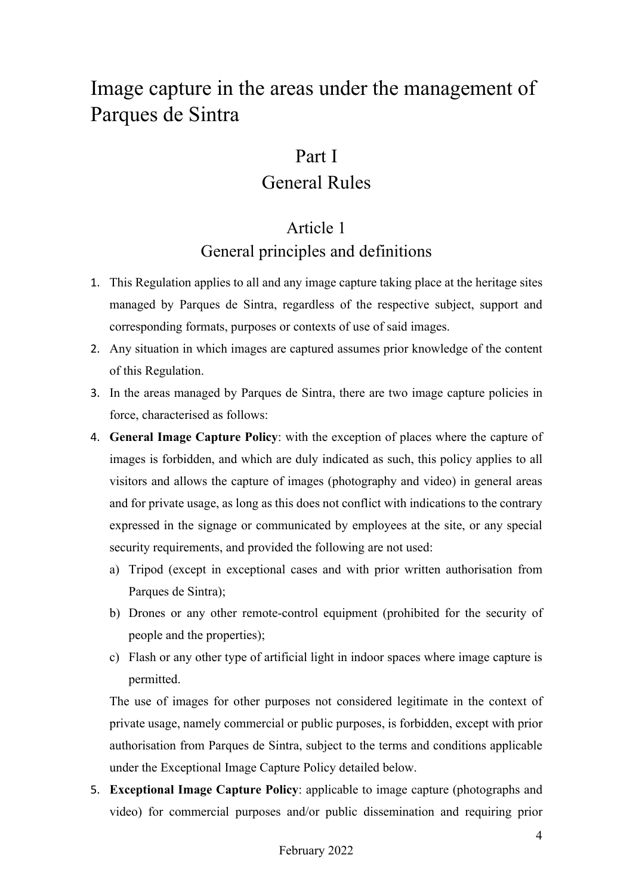# Image capture in the areas under the management of Parques de Sintra

## Part I
## General Rules

### Article 1
### General principles and definitions

1. This Regulation applies to all and any image capture taking place at the heritage sites managed by Parques de Sintra, regardless of the respective subject, support and corresponding formats, purposes or contexts of use of said images.
2. Any situation in which images are captured assumes prior knowledge of the content of this Regulation.
3. In the areas managed by Parques de Sintra, there are two image capture policies in force, characterised as follows:
4. **General Image Capture Policy**: with the exception of places where the capture of images is forbidden, and which are duly indicated as such, this policy applies to all visitors and allows the capture of images (photography and video) in general areas and for private usage, as long as this does not conflict with indications to the contrary expressed in the signage or communicated by employees at the site, or any special security requirements, and provided the following are not used:
   a) Tripod (except in exceptional cases and with prior written authorisation from Parques de Sintra);
   b) Drones or any other remote-control equipment (prohibited for the security of people and the properties);
   c) Flash or any other type of artificial light in indoor spaces where image capture is permitted.

   The use of images for other purposes not considered legitimate in the context of private usage, namely commercial or public purposes, is forbidden, except with prior authorisation from Parques de Sintra, subject to the terms and conditions applicable under the Exceptional Image Capture Policy detailed below.
5. **Exceptional Image Capture Policy**: applicable to image capture (photographs and video) for commercial purposes and/or public dissemination and requiring prior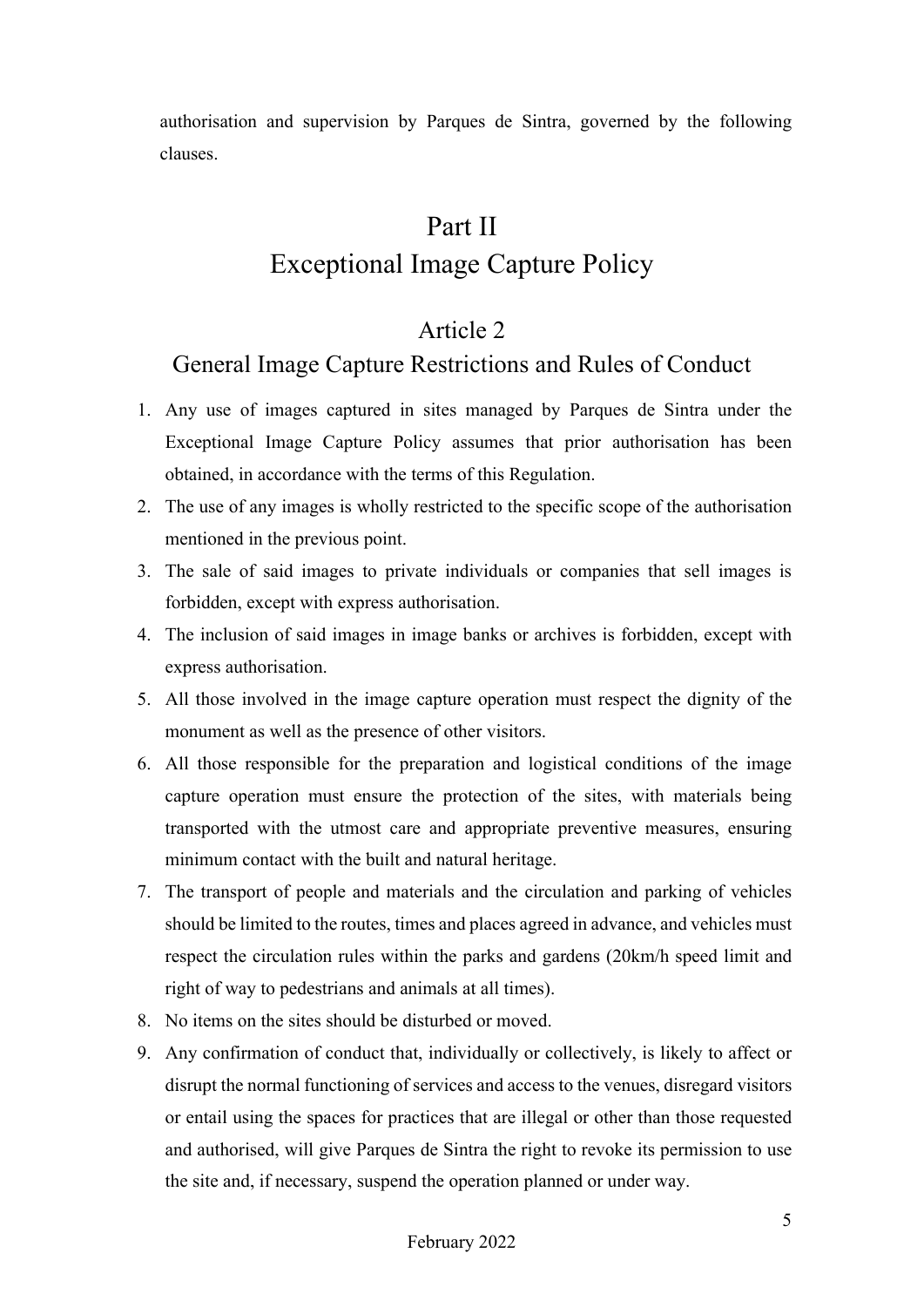authorisation and supervision by Parques de Sintra, governed by the following clauses.

# Part II
# Exceptional Image Capture Policy

## Article 2
## General Image Capture Restrictions and Rules of Conduct

1. Any use of images captured in sites managed by Parques de Sintra under the Exceptional Image Capture Policy assumes that prior authorisation has been obtained, in accordance with the terms of this Regulation.
2. The use of any images is wholly restricted to the specific scope of the authorisation mentioned in the previous point.
3. The sale of said images to private individuals or companies that sell images is forbidden, except with express authorisation.
4. The inclusion of said images in image banks or archives is forbidden, except with express authorisation.
5. All those involved in the image capture operation must respect the dignity of the monument as well as the presence of other visitors.
6. All those responsible for the preparation and logistical conditions of the image capture operation must ensure the protection of the sites, with materials being transported with the utmost care and appropriate preventive measures, ensuring minimum contact with the built and natural heritage.
7. The transport of people and materials and the circulation and parking of vehicles should be limited to the routes, times and places agreed in advance, and vehicles must respect the circulation rules within the parks and gardens (20km/h speed limit and right of way to pedestrians and animals at all times).
8. No items on the sites should be disturbed or moved.
9. Any confirmation of conduct that, individually or collectively, is likely to affect or disrupt the normal functioning of services and access to the venues, disregard visitors or entail using the spaces for practices that are illegal or other than those requested and authorised, will give Parques de Sintra the right to revoke its permission to use the site and, if necessary, suspend the operation planned or under way.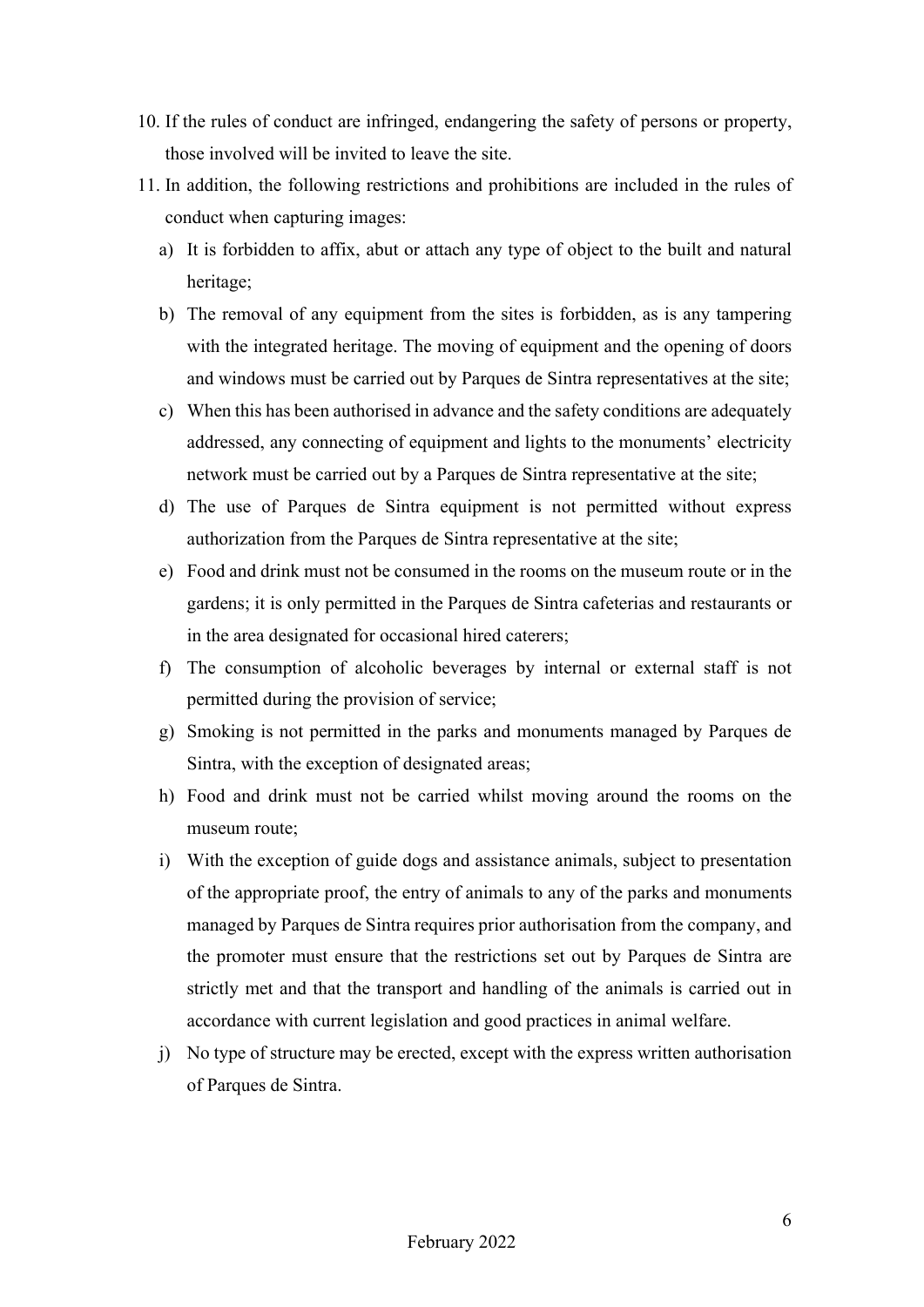10. If the rules of conduct are infringed, endangering the safety of persons or property, those involved will be invited to leave the site.
11. In addition, the following restrictions and prohibitions are included in the rules of conduct when capturing images:
    a) It is forbidden to affix, abut or attach any type of object to the built and natural heritage;
    b) The removal of any equipment from the sites is forbidden, as is any tampering with the integrated heritage. The moving of equipment and the opening of doors and windows must be carried out by Parques de Sintra representatives at the site;
    c) When this has been authorised in advance and the safety conditions are adequately addressed, any connecting of equipment and lights to the monuments' electricity network must be carried out by a Parques de Sintra representative at the site;
    d) The use of Parques de Sintra equipment is not permitted without express authorization from the Parques de Sintra representative at the site;
    e) Food and drink must not be consumed in the rooms on the museum route or in the gardens; it is only permitted in the Parques de Sintra cafeterias and restaurants or in the area designated for occasional hired caterers;
    f) The consumption of alcoholic beverages by internal or external staff is not permitted during the provision of service;
    g) Smoking is not permitted in the parks and monuments managed by Parques de Sintra, with the exception of designated areas;
    h) Food and drink must not be carried whilst moving around the rooms on the museum route;
    i) With the exception of guide dogs and assistance animals, subject to presentation of the appropriate proof, the entry of animals to any of the parks and monuments managed by Parques de Sintra requires prior authorisation from the company, and the promoter must ensure that the restrictions set out by Parques de Sintra are strictly met and that the transport and handling of the animals is carried out in accordance with current legislation and good practices in animal welfare.
    j) No type of structure may be erected, except with the express written authorisation of Parques de Sintra.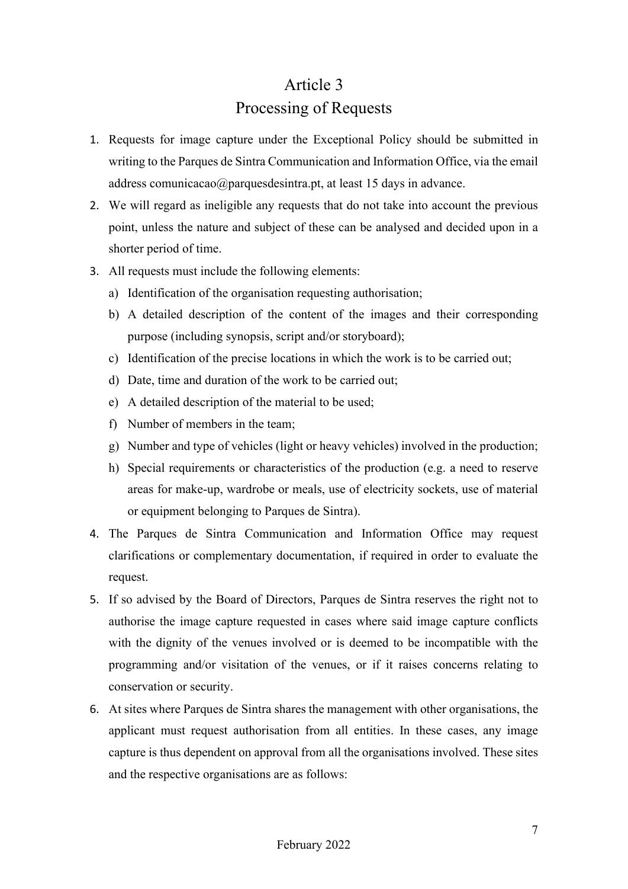# Article 3
## Processing of Requests

1. Requests for image capture under the Exceptional Policy should be submitted in writing to the Parques de Sintra Communication and Information Office, via the email address comunicacao@parquesdesintra.pt, at least 15 days in advance.
2. We will regard as ineligible any requests that do not take into account the previous point, unless the nature and subject of these can be analysed and decided upon in a shorter period of time.
3. All requests must include the following elements:
   a) Identification of the organisation requesting authorisation;
   b) A detailed description of the content of the images and their corresponding purpose (including synopsis, script and/or storyboard);
   c) Identification of the precise locations in which the work is to be carried out;
   d) Date, time and duration of the work to be carried out;
   e) A detailed description of the material to be used;
   f) Number of members in the team;
   g) Number and type of vehicles (light or heavy vehicles) involved in the production;
   h) Special requirements or characteristics of the production (e.g. a need to reserve areas for make-up, wardrobe or meals, use of electricity sockets, use of material or equipment belonging to Parques de Sintra).
4. The Parques de Sintra Communication and Information Office may request clarifications or complementary documentation, if required in order to evaluate the request.
5. If so advised by the Board of Directors, Parques de Sintra reserves the right not to authorise the image capture requested in cases where said image capture conflicts with the dignity of the venues involved or is deemed to be incompatible with the programming and/or visitation of the venues, or if it raises concerns relating to conservation or security.
6. At sites where Parques de Sintra shares the management with other organisations, the applicant must request authorisation from all entities. In these cases, any image capture is thus dependent on approval from all the organisations involved. These sites and the respective organisations are as follows:

February 2022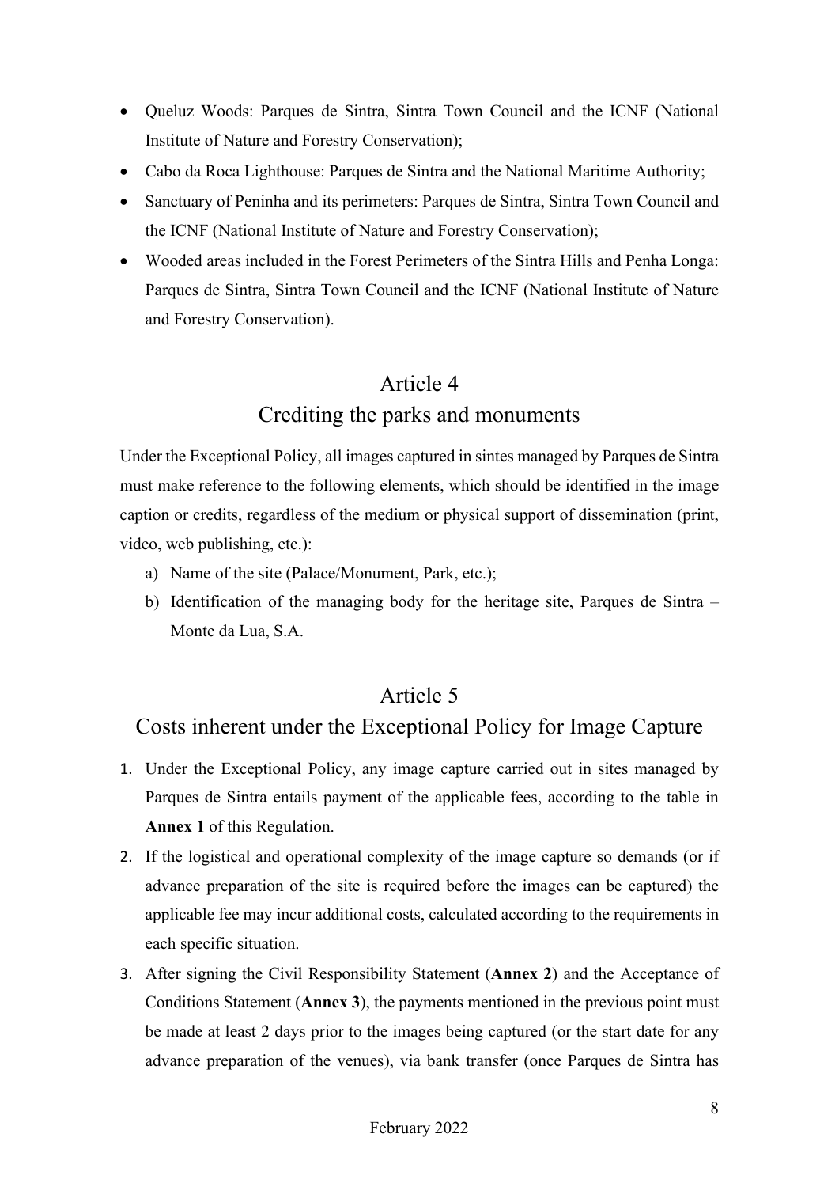- Queluz Woods: Parques de Sintra, Sintra Town Council and the ICNF (National Institute of Nature and Forestry Conservation);
- Cabo da Roca Lighthouse: Parques de Sintra and the National Maritime Authority;
- Sanctuary of Peninha and its perimeters: Parques de Sintra, Sintra Town Council and the ICNF (National Institute of Nature and Forestry Conservation);
- Wooded areas included in the Forest Perimeters of the Sintra Hills and Penha Longa: Parques de Sintra, Sintra Town Council and the ICNF (National Institute of Nature and Forestry Conservation).

## Article 4
## Crediting the parks and monuments

Under the Exceptional Policy, all images captured in sintes managed by Parques de Sintra must make reference to the following elements, which should be identified in the image caption or credits, regardless of the medium or physical support of dissemination (print, video, web publishing, etc.):

a) Name of the site (Palace/Monument, Park, etc.);
b) Identification of the managing body for the heritage site, Parques de Sintra – Monte da Lua, S.A.

## Article 5
## Costs inherent under the Exceptional Policy for Image Capture

1. Under the Exceptional Policy, any image capture carried out in sites managed by Parques de Sintra entails payment of the applicable fees, according to the table in **Annex 1** of this Regulation.
2. If the logistical and operational complexity of the image capture so demands (or if advance preparation of the site is required before the images can be captured) the applicable fee may incur additional costs, calculated according to the requirements in each specific situation.
3. After signing the Civil Responsibility Statement (**Annex 2**) and the Acceptance of Conditions Statement (**Annex 3**), the payments mentioned in the previous point must be made at least 2 days prior to the images being captured (or the start date for any advance preparation of the venues), via bank transfer (once Parques de Sintra has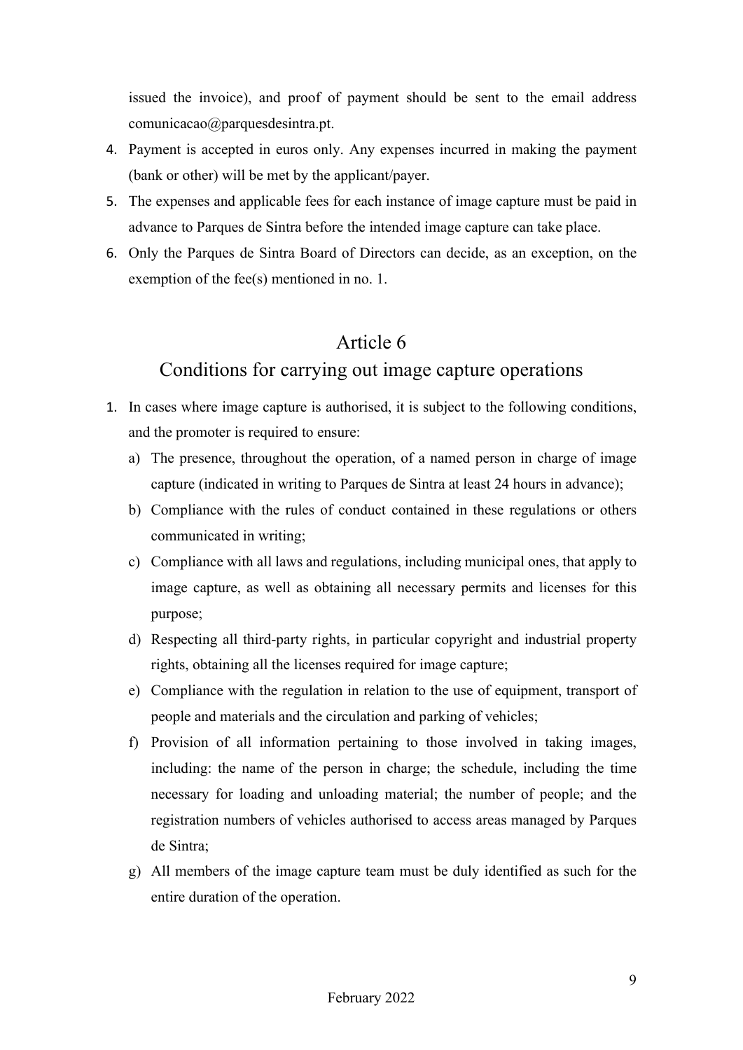issued the invoice), and proof of payment should be sent to the email address comunicacao@parquesdesintra.pt.

4. Payment is accepted in euros only. Any expenses incurred in making the payment (bank or other) will be met by the applicant/payer.
5. The expenses and applicable fees for each instance of image capture must be paid in advance to Parques de Sintra before the intended image capture can take place.
6. Only the Parques de Sintra Board of Directors can decide, as an exception, on the exemption of the fee(s) mentioned in no. 1.

## Article 6
## Conditions for carrying out image capture operations

1. In cases where image capture is authorised, it is subject to the following conditions, and the promoter is required to ensure:
   a) The presence, throughout the operation, of a named person in charge of image capture (indicated in writing to Parques de Sintra at least 24 hours in advance);
   b) Compliance with the rules of conduct contained in these regulations or others communicated in writing;
   c) Compliance with all laws and regulations, including municipal ones, that apply to image capture, as well as obtaining all necessary permits and licenses for this purpose;
   d) Respecting all third-party rights, in particular copyright and industrial property rights, obtaining all the licenses required for image capture;
   e) Compliance with the regulation in relation to the use of equipment, transport of people and materials and the circulation and parking of vehicles;
   f) Provision of all information pertaining to those involved in taking images, including: the name of the person in charge; the schedule, including the time necessary for loading and unloading material; the number of people; and the registration numbers of vehicles authorised to access areas managed by Parques de Sintra;
   g) All members of the image capture team must be duly identified as such for the entire duration of the operation.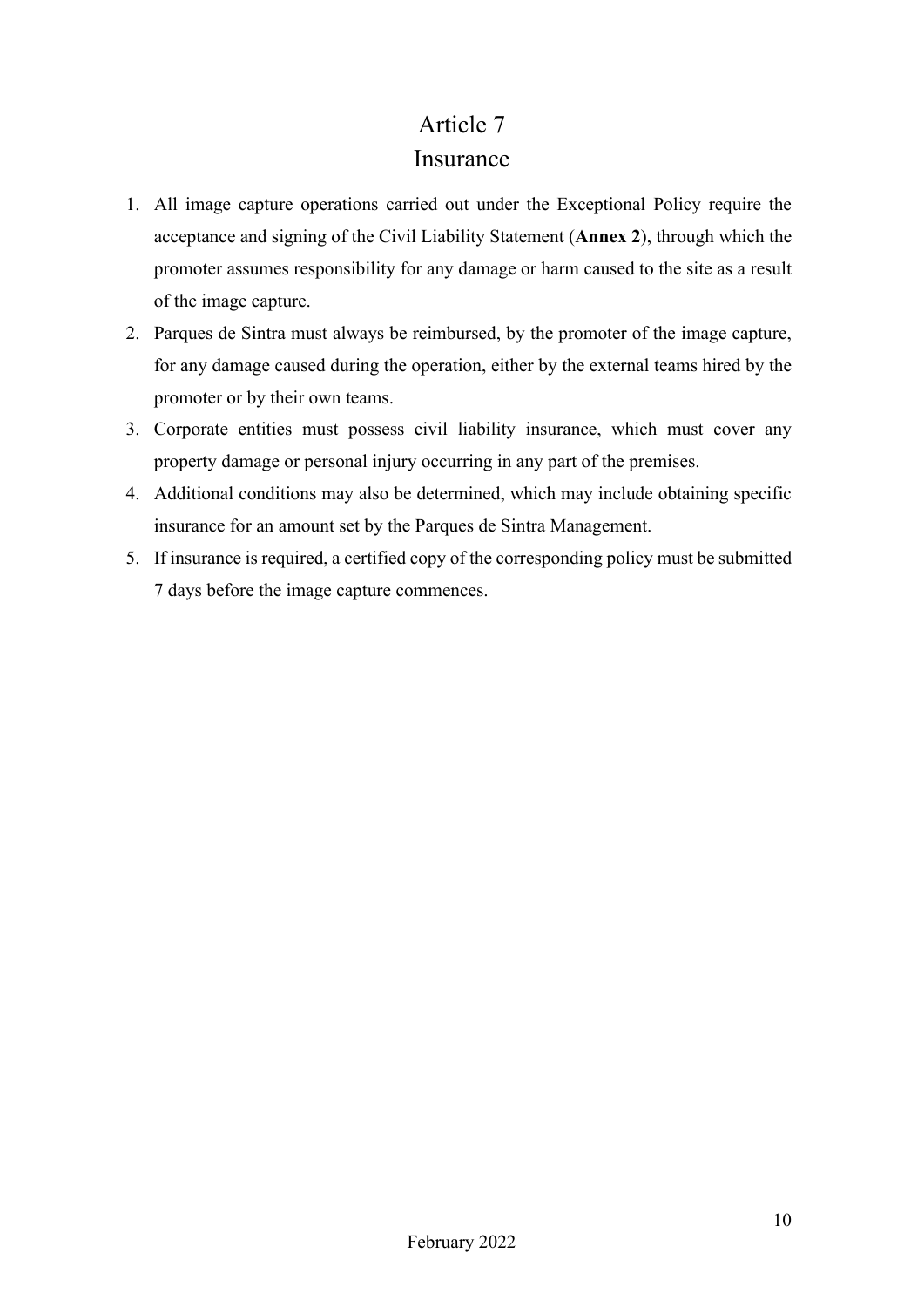# Article 7
## Insurance

1. All image capture operations carried out under the Exceptional Policy require the acceptance and signing of the Civil Liability Statement (**Annex 2**), through which the promoter assumes responsibility for any damage or harm caused to the site as a result of the image capture.
2. Parques de Sintra must always be reimbursed, by the promoter of the image capture, for any damage caused during the operation, either by the external teams hired by the promoter or by their own teams.
3. Corporate entities must possess civil liability insurance, which must cover any property damage or personal injury occurring in any part of the premises.
4. Additional conditions may also be determined, which may include obtaining specific insurance for an amount set by the Parques de Sintra Management.
5. If insurance is required, a certified copy of the corresponding policy must be submitted 7 days before the image capture commences.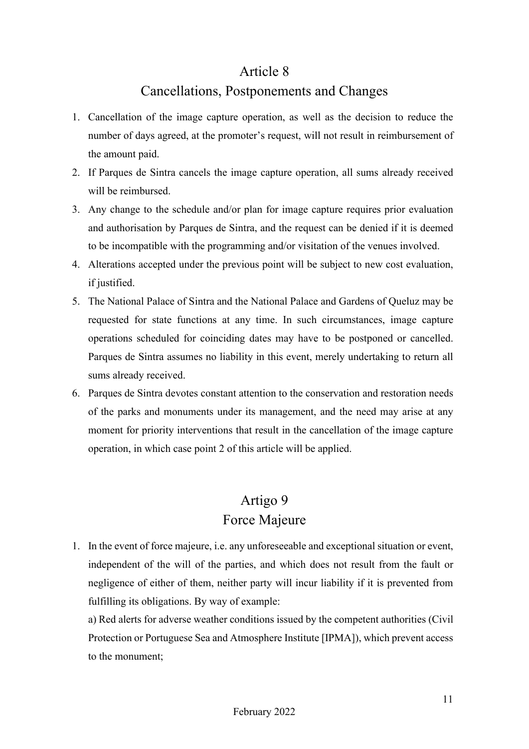## Article 8
## Cancellations, Postponements and Changes

1. Cancellation of the image capture operation, as well as the decision to reduce the number of days agreed, at the promoter's request, will not result in reimbursement of the amount paid.
2. If Parques de Sintra cancels the image capture operation, all sums already received will be reimbursed.
3. Any change to the schedule and/or plan for image capture requires prior evaluation and authorisation by Parques de Sintra, and the request can be denied if it is deemed to be incompatible with the programming and/or visitation of the venues involved.
4. Alterations accepted under the previous point will be subject to new cost evaluation, if justified.
5. The National Palace of Sintra and the National Palace and Gardens of Queluz may be requested for state functions at any time. In such circumstances, image capture operations scheduled for coinciding dates may have to be postponed or cancelled. Parques de Sintra assumes no liability in this event, merely undertaking to return all sums already received.
6. Parques de Sintra devotes constant attention to the conservation and restoration needs of the parks and monuments under its management, and the need may arise at any moment for priority interventions that result in the cancellation of the image capture operation, in which case point 2 of this article will be applied.

## Artigo 9
## Force Majeure

1. In the event of force majeure, i.e. any unforeseeable and exceptional situation or event, independent of the will of the parties, and which does not result from the fault or negligence of either of them, neither party will incur liability if it is prevented from fulfilling its obligations. By way of example:

   a) Red alerts for adverse weather conditions issued by the competent authorities (Civil Protection or Portuguese Sea and Atmosphere Institute [IPMA]), which prevent access to the monument;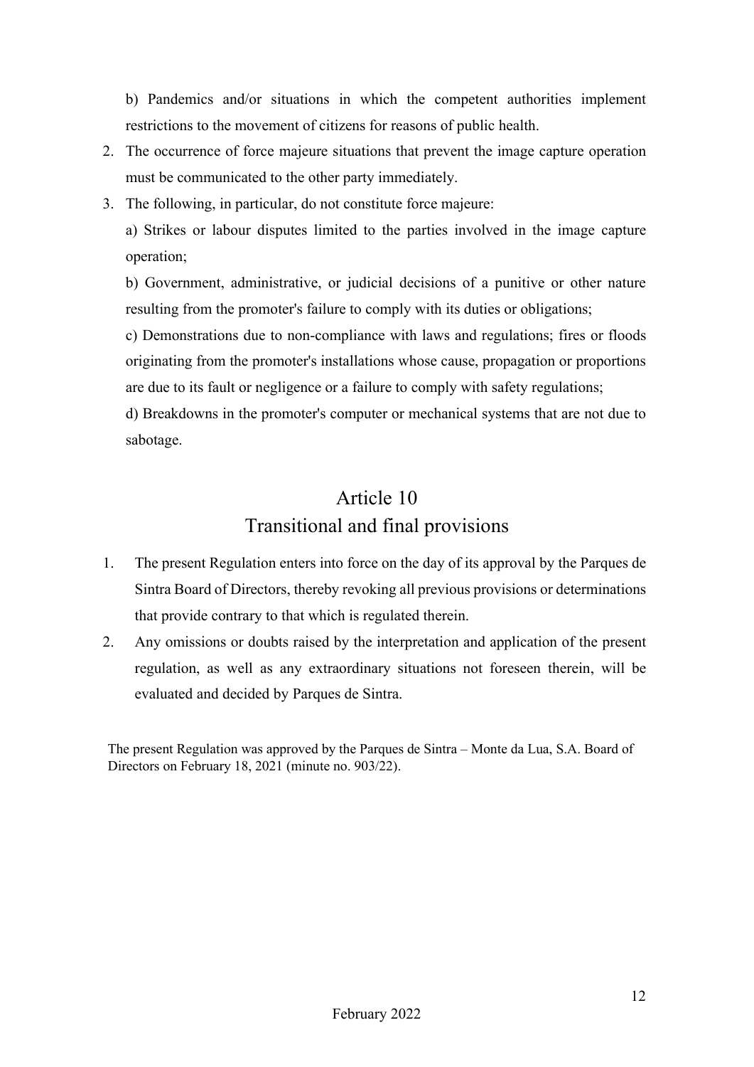b) Pandemics and/or situations in which the competent authorities implement restrictions to the movement of citizens for reasons of public health.

2. The occurrence of force majeure situations that prevent the image capture operation must be communicated to the other party immediately.
3. The following, in particular, do not constitute force majeure:

   a) Strikes or labour disputes limited to the parties involved in the image capture operation;

   b) Government, administrative, or judicial decisions of a punitive or other nature resulting from the promoter's failure to comply with its duties or obligations;

   c) Demonstrations due to non-compliance with laws and regulations; fires or floods originating from the promoter's installations whose cause, propagation or proportions are due to its fault or negligence or a failure to comply with safety regulations;

   d) Breakdowns in the promoter's computer or mechanical systems that are not due to sabotage.

## Article 10
## Transitional and final provisions

1. The present Regulation enters into force on the day of its approval by the Parques de Sintra Board of Directors, thereby revoking all previous provisions or determinations that provide contrary to that which is regulated therein.
2. Any omissions or doubts raised by the interpretation and application of the present regulation, as well as any extraordinary situations not foreseen therein, will be evaluated and decided by Parques de Sintra.

The present Regulation was approved by the Parques de Sintra – Monte da Lua, S.A. Board of Directors on February 18, 2021 (minute no. 903/22).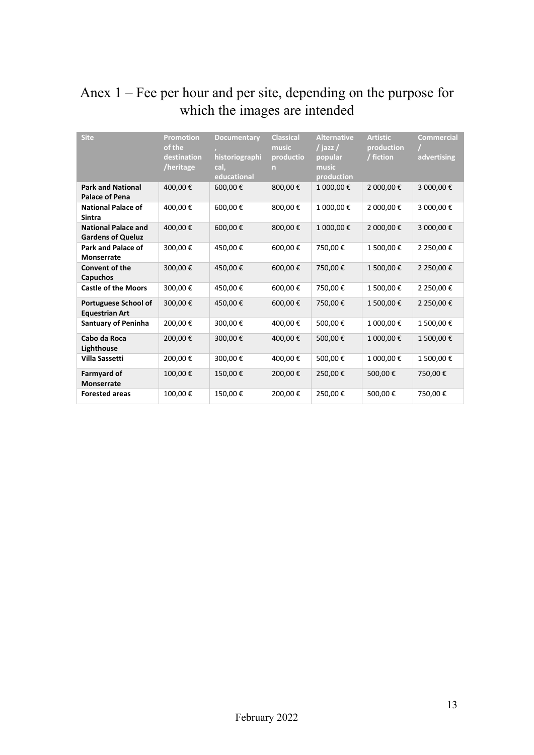# Anex 1 – Fee per hour and per site, depending on the purpose for which the images are intended

| Site | Promotion of the destination /heritage | Documentary , historiographical, educational | Classical music production | Alternative / jazz / popular music production | Artistic production / fiction | Commercial / advertising |
|---|---|---|---|---|---|---|
| **Park and National Palace of Pena** | 400,00 € | 600,00 € | 800,00 € | 1 000,00 € | 2 000,00 € | 3 000,00 € |
| **National Palace of Sintra** | 400,00 € | 600,00 € | 800,00 € | 1 000,00 € | 2 000,00 € | 3 000,00 € |
| **National Palace and Gardens of Queluz** | 400,00 € | 600,00 € | 800,00 € | 1 000,00 € | 2 000,00 € | 3 000,00 € |
| **Park and Palace of Monserrate** | 300,00 € | 450,00 € | 600,00 € | 750,00 € | 1 500,00 € | 2 250,00 € |
| **Convent of the Capuchos** | 300,00 € | 450,00 € | 600,00 € | 750,00 € | 1 500,00 € | 2 250,00 € |
| **Castle of the Moors** | 300,00 € | 450,00 € | 600,00 € | 750,00 € | 1 500,00 € | 2 250,00 € |
| **Portuguese School of Equestrian Art** | 300,00 € | 450,00 € | 600,00 € | 750,00 € | 1 500,00 € | 2 250,00 € |
| **Santuary of Peninha** | 200,00 € | 300,00 € | 400,00 € | 500,00 € | 1 000,00 € | 1 500,00 € |
| **Cabo da Roca Lighthouse** | 200,00 € | 300,00 € | 400,00 € | 500,00 € | 1 000,00 € | 1 500,00 € |
| **Villa Sassetti** | 200,00 € | 300,00 € | 400,00 € | 500,00 € | 1 000,00 € | 1 500,00 € |
| **Farmyard of Monserrate** | 100,00 € | 150,00 € | 200,00 € | 250,00 € | 500,00 € | 750,00 € |
| **Forested areas** | 100,00 € | 150,00 € | 200,00 € | 250,00 € | 500,00 € | 750,00 € |

February 2022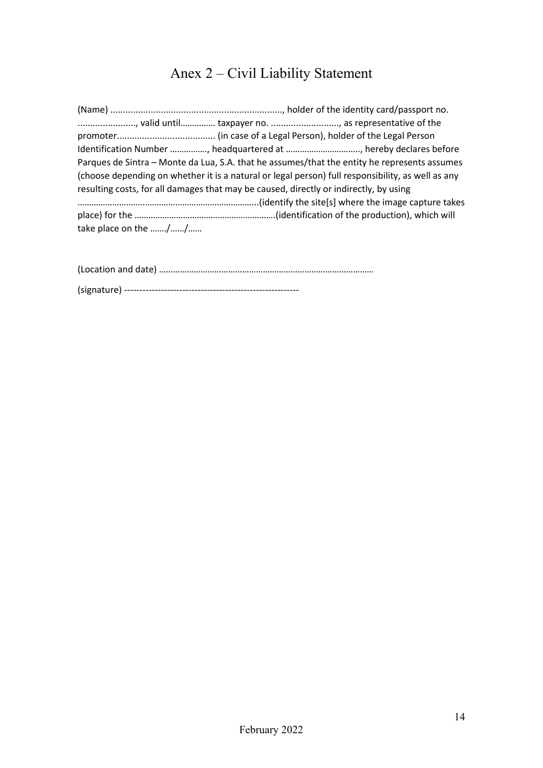# Anex 2 – Civil Liability Statement

(Name) ..................................................................., holder of the identity card/passport no. ......................., valid until…………… taxpayer no. .........................., as representative of the promoter...................................... (in case of a Legal Person), holder of the Legal Person Identification Number ……………., headquartered at ………………………….., hereby declares before Parques de Sintra – Monte da Lua, S.A. that he assumes/that the entity he represents assumes (choose depending on whether it is a natural or legal person) full responsibility, as well as any resulting costs, for all damages that may be caused, directly or indirectly, by using …………………………………………………………………...(identify the site[s] where the image capture takes place) for the ……………………………………………………(identification of the production), which will take place on the ……./……/……

(Location and date) ………………………………………………………………………………

(signature) --------------------------------------------------------

February 2022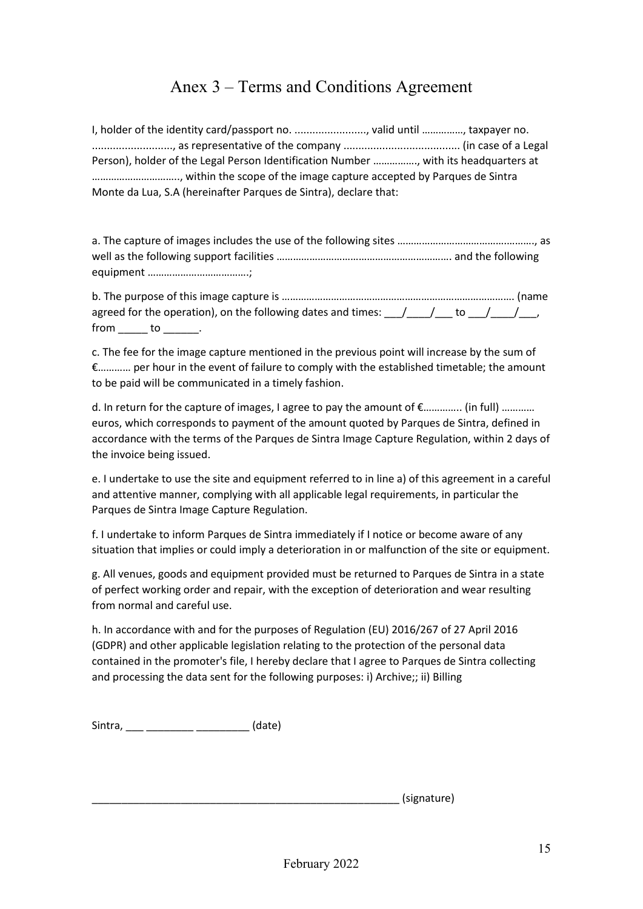# Anex 3 – Terms and Conditions Agreement

I, holder of the identity card/passport no. ........................, valid until ……………, taxpayer no. .........................., as representative of the company ...................................... (in case of a Legal Person), holder of the Legal Person Identification Number ……………., with its headquarters at ………………………….., within the scope of the image capture accepted by Parques de Sintra Monte da Lua, S.A (hereinafter Parques de Sintra), declare that:

a. The capture of images includes the use of the following sites ……………………………………………, as well as the following support facilities ………………………………………………………. and the following equipment ……………………………….;

b. The purpose of this image capture is ………………………………………………………………………. (name agreed for the operation), on the following dates and times: ___/____/___ to ___/____/___, from _____ to ______.

c. The fee for the image capture mentioned in the previous point will increase by the sum of €………… per hour in the event of failure to comply with the established timetable; the amount to be paid will be communicated in a timely fashion.

d. In return for the capture of images, I agree to pay the amount of €………….. (in full) ………… euros, which corresponds to payment of the amount quoted by Parques de Sintra, defined in accordance with the terms of the Parques de Sintra Image Capture Regulation, within 2 days of the invoice being issued.

e. I undertake to use the site and equipment referred to in line a) of this agreement in a careful and attentive manner, complying with all applicable legal requirements, in particular the Parques de Sintra Image Capture Regulation.

f. I undertake to inform Parques de Sintra immediately if I notice or become aware of any situation that implies or could imply a deterioration in or malfunction of the site or equipment.

g. All venues, goods and equipment provided must be returned to Parques de Sintra in a state of perfect working order and repair, with the exception of deterioration and wear resulting from normal and careful use.

h. In accordance with and for the purposes of Regulation (EU) 2016/267 of 27 April 2016 (GDPR) and other applicable legislation relating to the protection of the personal data contained in the promoter's file, I hereby declare that I agree to Parques de Sintra collecting and processing the data sent for the following purposes: i) Archive;; ii) Billing

Sintra, ___ ________ _________ (date)

_____________________________________________________ (signature)

February 2022